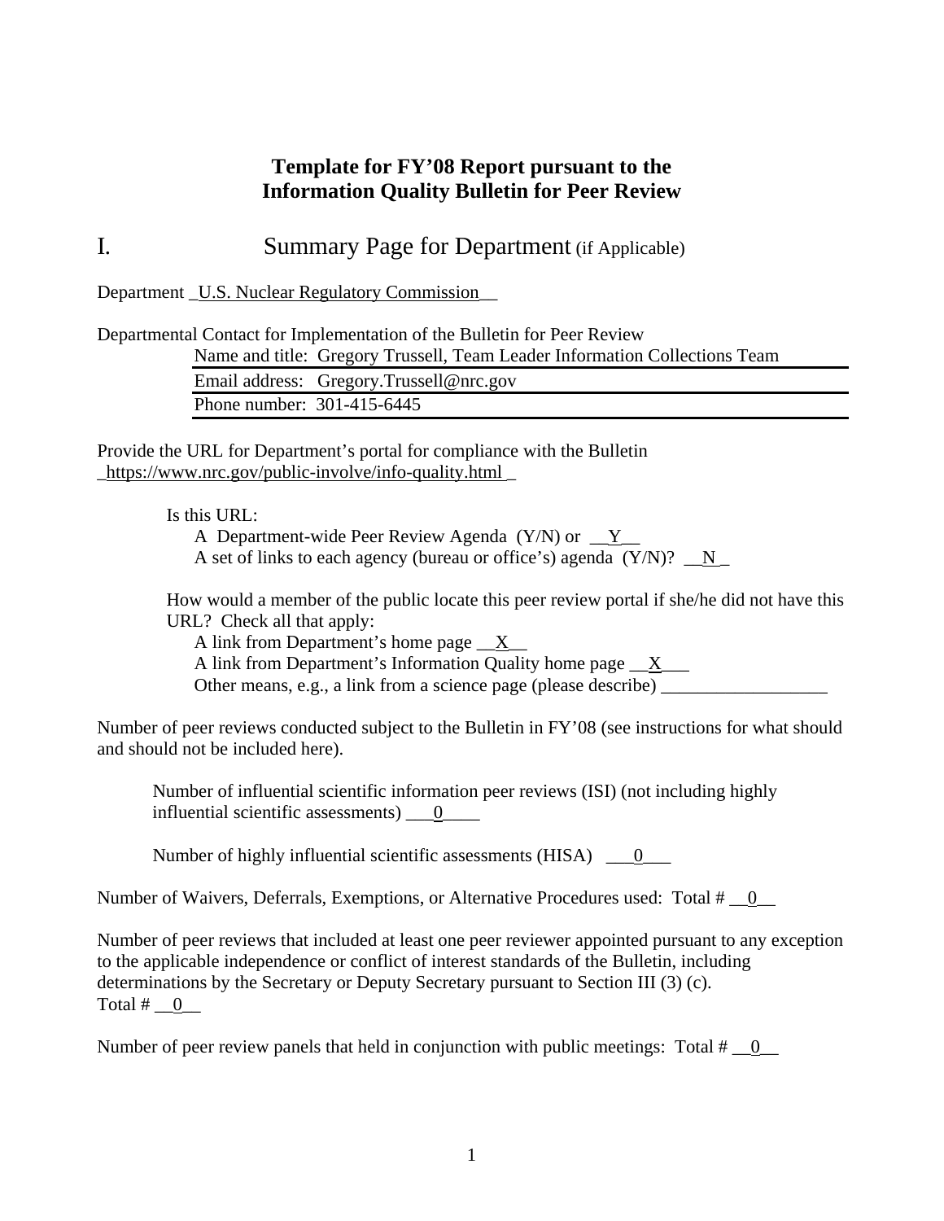# Template for FY'08 Report pursuant to the Information Quality Bulletin for Peer Review

## I. Summary Page for Department (if Applicable)

Department _U.S. Nuclear Regulatory Commission__

Departmental Contact for Implementation of the Bulletin for Peer Review

Name and title: Gregory Trussell, Team Leader Information Collections Team

Email address: Gregory.Trussell@nrc.gov

Phone number: 301-415-6445

Provide the URL for Department's portal for compliance with the Bulletin _https://www.nrc.gov/public-involve/info-quality.html _

Is this URL:

A Department-wide Peer Review Agenda (Y/N) or __Y__

A set of links to each agency (bureau or office's) agenda (Y/N)? __N_

How would a member of the public locate this peer review portal if she/he did not have this URL? Check all that apply:

A link from Department's home page __X__

A link from Department's Information Quality home page __X___

Other means, e.g., a link from a science page (please describe) __________________

Number of peer reviews conducted subject to the Bulletin in FY'08 (see instructions for what should and should not be included here).

Number of influential scientific information peer reviews (ISI) (not including highly influential scientific assessments) ___0____

Number of highly influential scientific assessments (HISA) ___0___

Number of Waivers, Deferrals, Exemptions, or Alternative Procedures used: Total # __0__

Number of peer reviews that included at least one peer reviewer appointed pursuant to any exception to the applicable independence or conflict of interest standards of the Bulletin, including determinations by the Secretary or Deputy Secretary pursuant to Section III (3) (c).
Total # __0__

Number of peer review panels that held in conjunction with public meetings: Total # __0__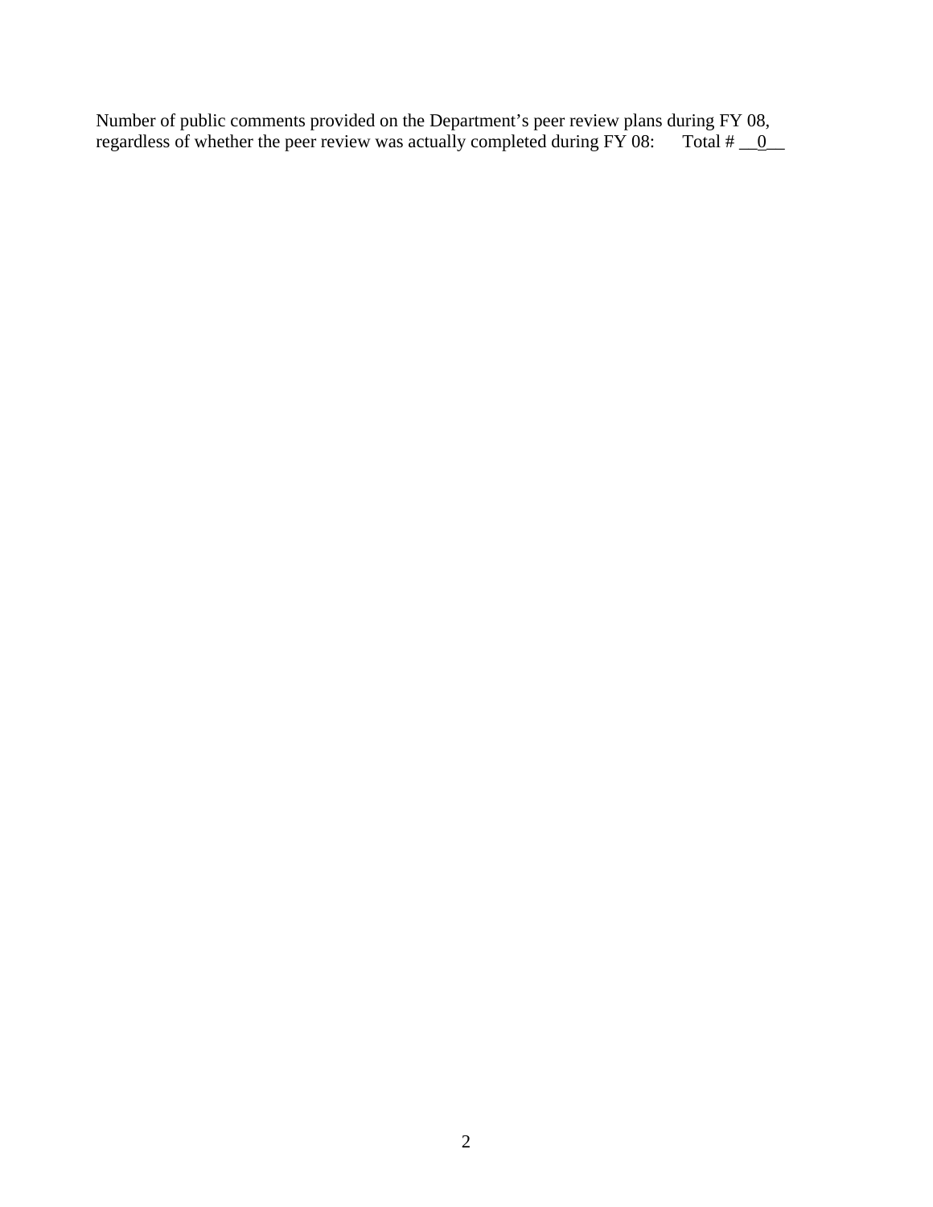Number of public comments provided on the Department's peer review plans during FY 08, regardless of whether the peer review was actually completed during FY 08: Total # __0__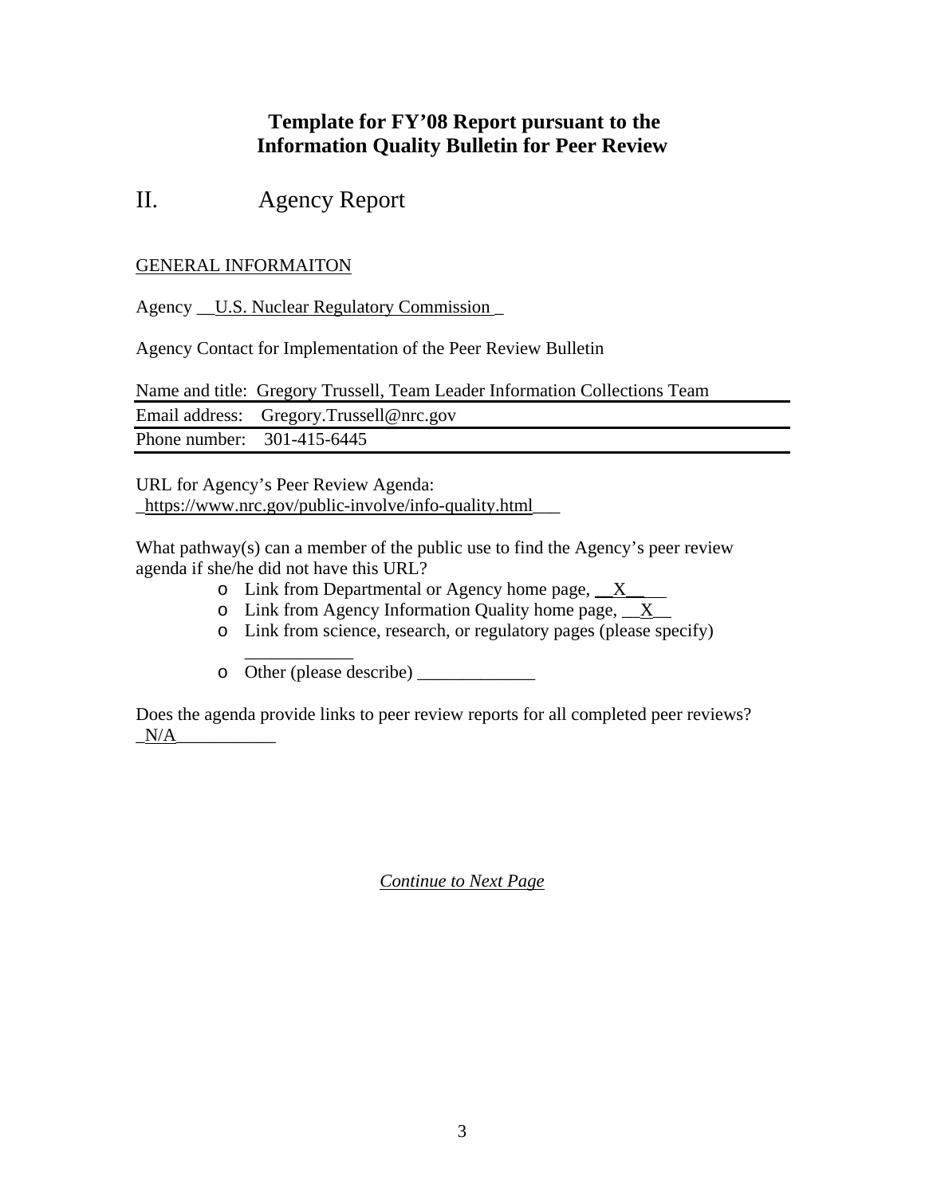## Template for FY'08 Report pursuant to the Information Quality Bulletin for Peer Review

# II. Agency Report

GENERAL INFORMAITON

Agency __U.S. Nuclear Regulatory Commission _

Agency Contact for Implementation of the Peer Review Bulletin

Name and title: Gregory Trussell, Team Leader Information Collections Team

Email address: Gregory.Trussell@nrc.gov

Phone number: 301-415-6445

URL for Agency's Peer Review Agenda:
_https://www.nrc.gov/public-involve/info-quality.html___

What pathway(s) can a member of the public use to find the Agency's peer review agenda if she/he did not have this URL?

- Link from Departmental or Agency home page, __X____
- Link from Agency Information Quality home page, __X__
- Link from science, research, or regulatory pages (please specify) ____________
- Other (please describe) _____________

Does the agenda provide links to peer review reports for all completed peer reviews? _N/A___________

*Continue to Next Page*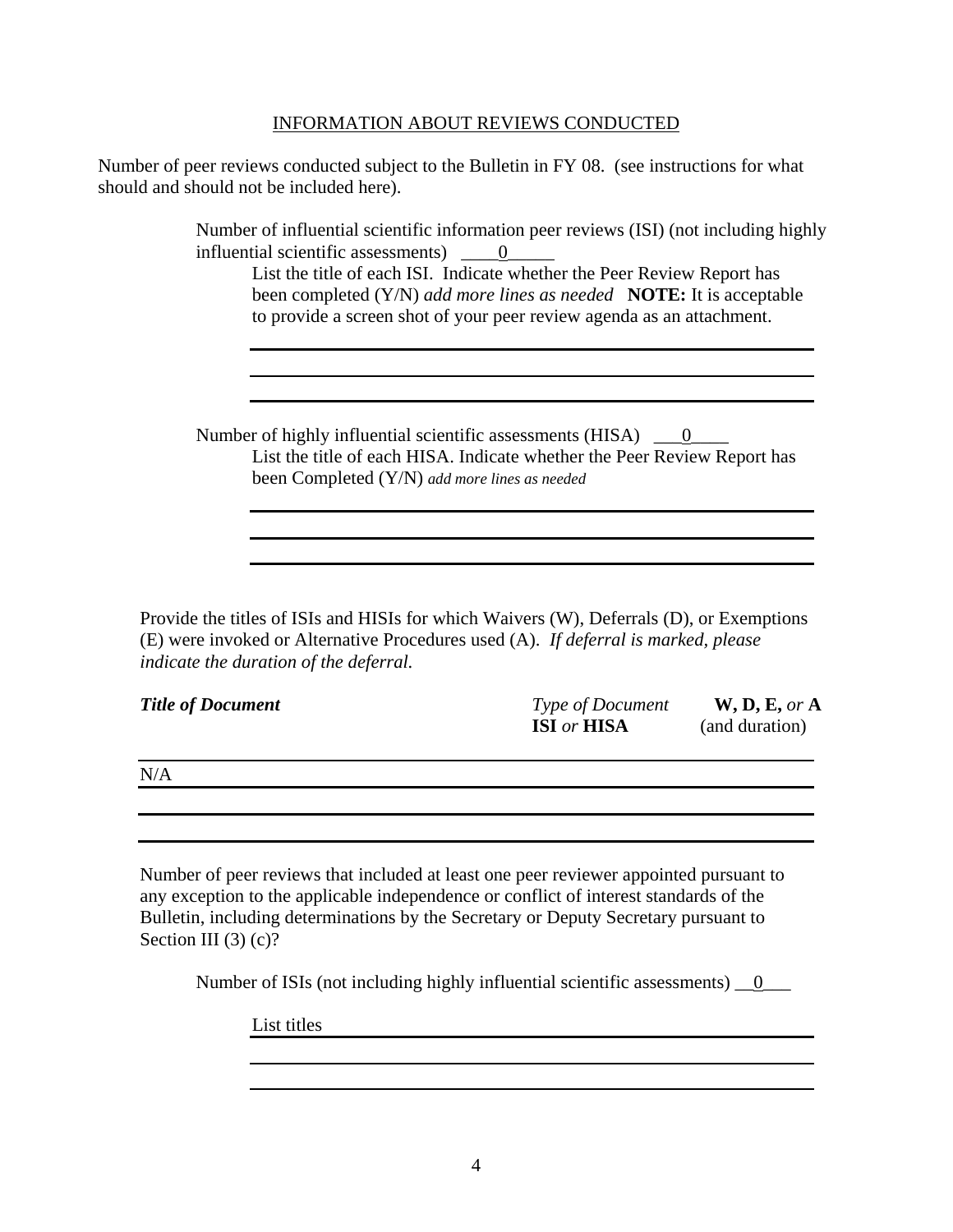INFORMATION ABOUT REVIEWS CONDUCTED

Number of peer reviews conducted subject to the Bulletin in FY 08. (see instructions for what should and should not be included here).

Number of influential scientific information peer reviews (ISI) (not including highly influential scientific assessments) \_\_\_\_0\_\_\_\_\_

List the title of each ISI. Indicate whether the Peer Review Report has been completed (Y/N) *add more lines as needed* **NOTE:** It is acceptable to provide a screen shot of your peer review agenda as an attachment.

Number of highly influential scientific assessments (HISA) \_\_\_0\_\_\_\_

List the title of each HISA. Indicate whether the Peer Review Report has been Completed (Y/N) *add more lines as needed*

Provide the titles of ISIs and HISIs for which Waivers (W), Deferrals (D), or Exemptions (E) were invoked or Alternative Procedures used (A). *If deferral is marked, please indicate the duration of the deferral.*

| ***Title of Document*** | *Type of Document* **ISI** *or* **HISA** | **W, D, E,** *or* **A** (and duration) |
|---|---|---|
| N/A | | |
| | | |
| | | |

Number of peer reviews that included at least one peer reviewer appointed pursuant to any exception to the applicable independence or conflict of interest standards of the Bulletin, including determinations by the Secretary or Deputy Secretary pursuant to Section III (3) (c)?

Number of ISIs (not including highly influential scientific assessments) \_\_0\_\_\_

List titles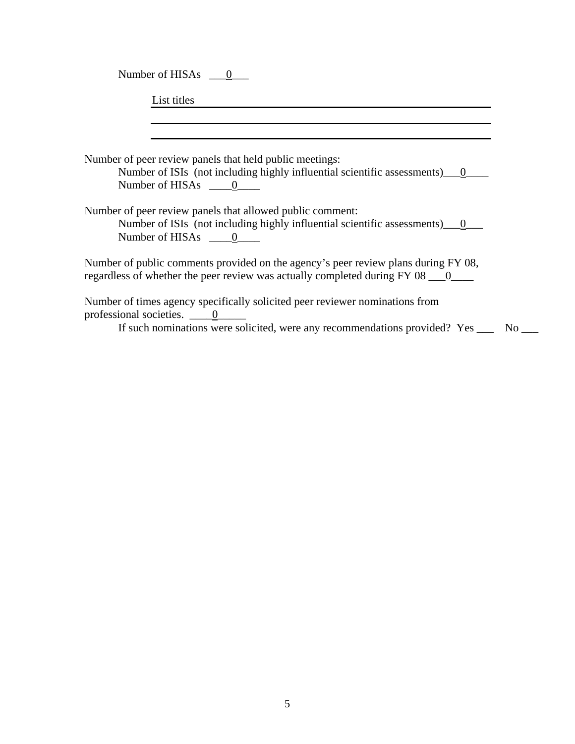Number of HISAs ___0___

List titles ______________________________________________

______________________________________________

______________________________________________

Number of peer review panels that held public meetings:

Number of ISIs (not including highly influential scientific assessments)___0____

Number of HISAs ____0____

Number of peer review panels that allowed public comment:

Number of ISIs (not including highly influential scientific assessments)___0___

Number of HISAs ____0____

Number of public comments provided on the agency's peer review plans during FY 08, regardless of whether the peer review was actually completed during FY 08 ___0____

Number of times agency specifically solicited peer reviewer nominations from professional societies. ____0_____

If such nominations were solicited, were any recommendations provided? Yes ___ No ___